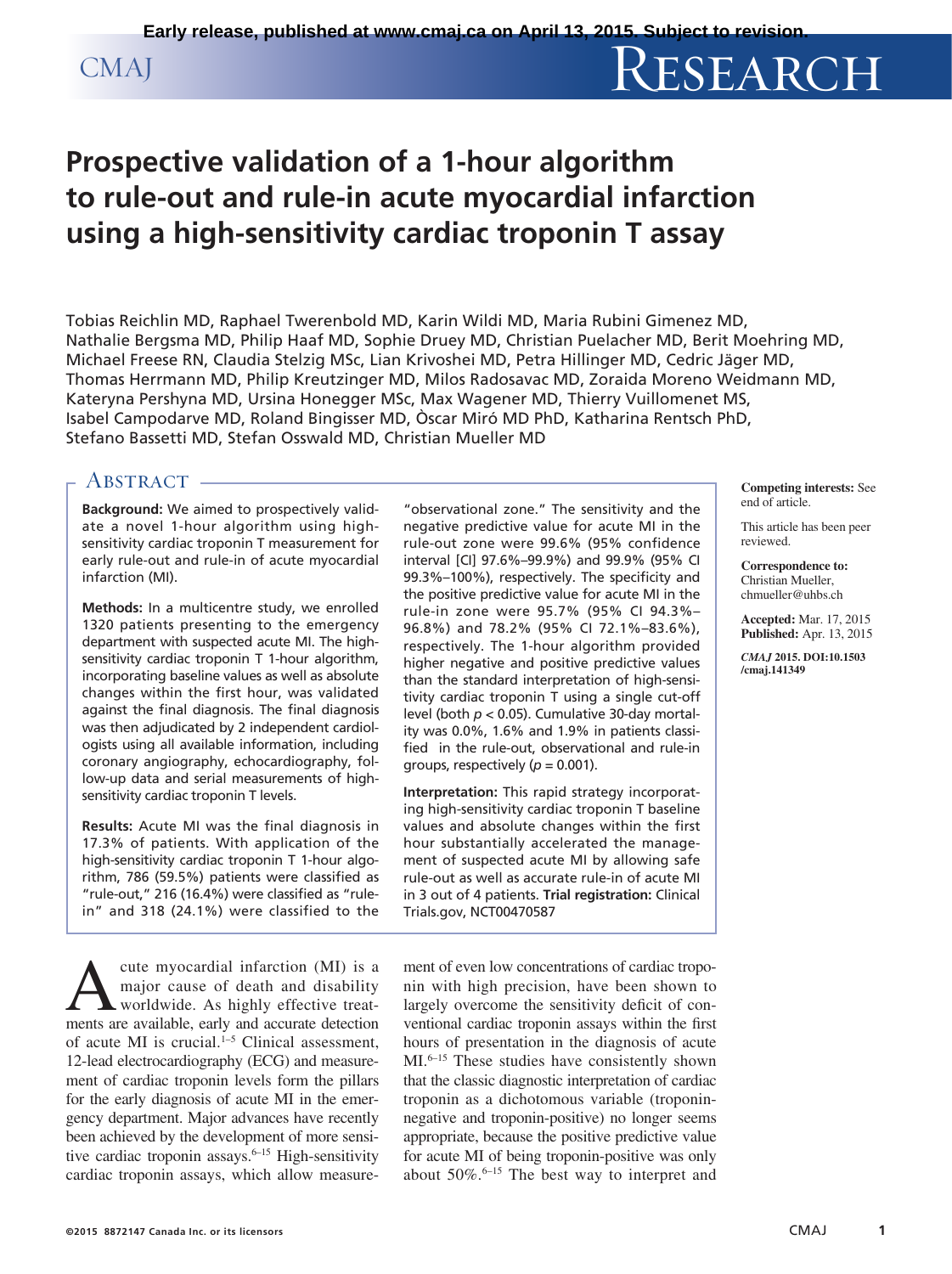# Prospective validation of a 1-hour algorithm to rule-out and rule-in acute myocardial infarction using a high-sensitivity cardiac troponin T assay

Tobias Reichlin MD, Raphael Twerenbold MD, Karin Wildi MD, Maria Rubini Gimenez MD, Nathalie Bergsma MD, Philip Haaf MD, Sophie Druey MD, Christian Puelacher MD, Berit Moehring MD, Michael Freese RN, Claudia Stelzig MSc, Lian Krivoshei MD, Petra Hillinger MD, Cedric Jäger MD, Thomas Herrmann MD, Philip Kreutzinger MD, Milos Radosavac MD, Zoraida Moreno Weidmann MD, Kateryna Pershyna MD, Ursina Honegger MSc, Max Wagener MD, Thierry Vuillomenet MS, Isabel Campodarve MD, Roland Bingisser MD, Òscar Miró MD PhD, Katharina Rentsch PhD, Stefano Bassetti MD, Stefan Osswald MD, Christian Mueller MD

## Abstract

**Background:** We aimed to prospectively validate a novel 1-hour algorithm using high-sensitivity cardiac troponin T measurement for early rule-out and rule-in of acute myocardial infarction (MI).

**Methods:** In a multicentre study, we enrolled 1320 patients presenting to the emergency department with suspected acute MI. The high-sensitivity cardiac troponin T 1-hour algorithm, incorporating baseline values as well as absolute changes within the first hour, was validated against the final diagnosis. The final diagnosis was then adjudicated by 2 independent cardiologists using all available information, including coronary angiography, echocardiography, follow-up data and serial measurements of high-sensitivity cardiac troponin T levels.

**Results:** Acute MI was the final diagnosis in 17.3% of patients. With application of the high-sensitivity cardiac troponin T 1-hour algorithm, 786 (59.5%) patients were classified as "rule-out," 216 (16.4%) were classified as "rule-in" and 318 (24.1%) were classified to the "observational zone." The sensitivity and the negative predictive value for acute MI in the rule-out zone were 99.6% (95% confidence interval [CI] 97.6%–99.9%) and 99.9% (95% CI 99.3%–100%), respectively. The specificity and the positive predictive value for acute MI in the rule-in zone were 95.7% (95% CI 94.3%–96.8%) and 78.2% (95% CI 72.1%–83.6%), respectively. The 1-hour algorithm provided higher negative and positive predictive values than the standard interpretation of high-sensitivity cardiac troponin T using a single cut-off level (both $p < 0.05$). Cumulative 30-day mortality was 0.0%, 1.6% and 1.9% in patients classified in the rule-out, observational and rule-in groups, respectively ($p = 0.001$).

**Interpretation:** This rapid strategy incorporating high-sensitivity cardiac troponin T baseline values and absolute changes within the first hour substantially accelerated the management of suspected acute MI by allowing safe rule-out as well as accurate rule-in of acute MI in 3 out of 4 patients. **Trial registration:** ClinicalTrials.gov, NCT00470587

**Competing interests:** See end of article.

This article has been peer reviewed.

**Correspondence to:** Christian Mueller, chmueller@uhbs.ch

**Accepted:** Mar. 17, 2015
**Published:** Apr. 13, 2015

*CMAJ* 2015. DOI:10.1503/cmaj.141349

Acute myocardial infarction (MI) is a major cause of death and disability worldwide. As highly effective treatments are available, early and accurate detection of acute MI is crucial.[1–5] Clinical assessment, 12-lead electrocardiography (ECG) and measurement of cardiac troponin levels form the pillars for the early diagnosis of acute MI in the emergency department. Major advances have recently been achieved by the development of more sensitive cardiac troponin assays.[6–15] High-sensitivity cardiac troponin assays, which allow measurement of even low concentrations of cardiac troponin with high precision, have been shown to largely overcome the sensitivity deficit of conventional cardiac troponin assays within the first hours of presentation in the diagnosis of acute MI.[6–15] These studies have consistently shown that the classic diagnostic interpretation of cardiac troponin as a dichotomous variable (troponin-negative and troponin-positive) no longer seems appropriate, because the positive predictive value for acute MI of being troponin-positive was only about 50%.[6–15] The best way to interpret and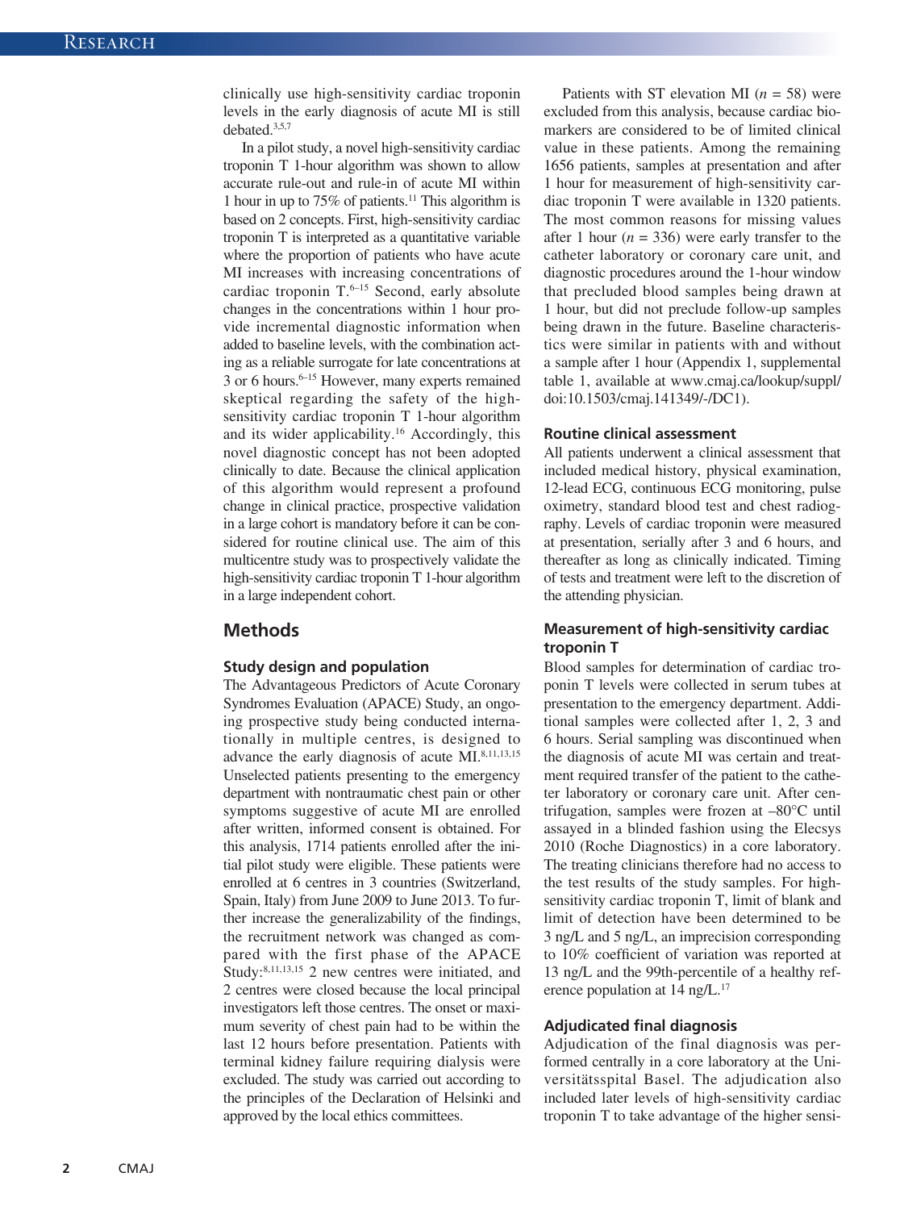clinically use high-sensitivity cardiac troponin levels in the early diagnosis of acute MI is still debated.[3,5,7]

In a pilot study, a novel high-sensitivity cardiac troponin T 1-hour algorithm was shown to allow accurate rule-out and rule-in of acute MI within 1 hour in up to 75% of patients.[11] This algorithm is based on 2 concepts. First, high-sensitivity cardiac troponin T is interpreted as a quantitative variable where the proportion of patients who have acute MI increases with increasing concentrations of cardiac troponin T.[6–15] Second, early absolute changes in the concentrations within 1 hour provide incremental diagnostic information when added to baseline levels, with the combination acting as a reliable surrogate for late concentrations at 3 or 6 hours.[6–15] However, many experts remained skeptical regarding the safety of the high-sensitivity cardiac troponin T 1-hour algorithm and its wider applicability.[16] Accordingly, this novel diagnostic concept has not been adopted clinically to date. Because the clinical application of this algorithm would represent a profound change in clinical practice, prospective validation in a large cohort is mandatory before it can be considered for routine clinical use. The aim of this multicentre study was to prospectively validate the high-sensitivity cardiac troponin T 1-hour algorithm in a large independent cohort.

## Methods

### Study design and population

The Advantageous Predictors of Acute Coronary Syndromes Evaluation (APACE) Study, an ongoing prospective study being conducted internationally in multiple centres, is designed to advance the early diagnosis of acute MI.[8,11,13,15] Unselected patients presenting to the emergency department with nontraumatic chest pain or other symptoms suggestive of acute MI are enrolled after written, informed consent is obtained. For this analysis, 1714 patients enrolled after the initial pilot study were eligible. These patients were enrolled at 6 centres in 3 countries (Switzerland, Spain, Italy) from June 2009 to June 2013. To further increase the generalizability of the findings, the recruitment network was changed as compared with the first phase of the APACE Study:[8,11,13,15] 2 new centres were initiated, and 2 centres were closed because the local principal investigators left those centres. The onset or maximum severity of chest pain had to be within the last 12 hours before presentation. Patients with terminal kidney failure requiring dialysis were excluded. The study was carried out according to the principles of the Declaration of Helsinki and approved by the local ethics committees.

Patients with ST elevation MI (*n* = 58) were excluded from this analysis, because cardiac biomarkers are considered to be of limited clinical value in these patients. Among the remaining 1656 patients, samples at presentation and after 1 hour for measurement of high-sensitivity cardiac troponin T were available in 1320 patients. The most common reasons for missing values after 1 hour (*n* = 336) were early transfer to the catheter laboratory or coronary care unit, and diagnostic procedures around the 1-hour window that precluded blood samples being drawn at 1 hour, but did not preclude follow-up samples being drawn in the future. Baseline characteristics were similar in patients with and without a sample after 1 hour (Appendix 1, supplemental table 1, available at www.cmaj.ca/lookup/suppl/doi:10.1503/cmaj.141349/-/DC1).

### Routine clinical assessment

All patients underwent a clinical assessment that included medical history, physical examination, 12-lead ECG, continuous ECG monitoring, pulse oximetry, standard blood test and chest radiography. Levels of cardiac troponin were measured at presentation, serially after 3 and 6 hours, and thereafter as long as clinically indicated. Timing of tests and treatment were left to the discretion of the attending physician.

### Measurement of high-sensitivity cardiac troponin T

Blood samples for determination of cardiac troponin T levels were collected in serum tubes at presentation to the emergency department. Additional samples were collected after 1, 2, 3 and 6 hours. Serial sampling was discontinued when the diagnosis of acute MI was certain and treatment required transfer of the patient to the catheter laboratory or coronary care unit. After centrifugation, samples were frozen at –80°C until assayed in a blinded fashion using the Elecsys 2010 (Roche Diagnostics) in a core laboratory. The treating clinicians therefore had no access to the test results of the study samples. For high-sensitivity cardiac troponin T, limit of blank and limit of detection have been determined to be 3 ng/L and 5 ng/L, an imprecision corresponding to 10% coefficient of variation was reported at 13 ng/L and the 99th-percentile of a healthy reference population at 14 ng/L.[17]

### Adjudicated final diagnosis

Adjudication of the final diagnosis was performed centrally in a core laboratory at the Universitätsspital Basel. The adjudication also included later levels of high-sensitivity cardiac troponin T to take advantage of the higher sensi-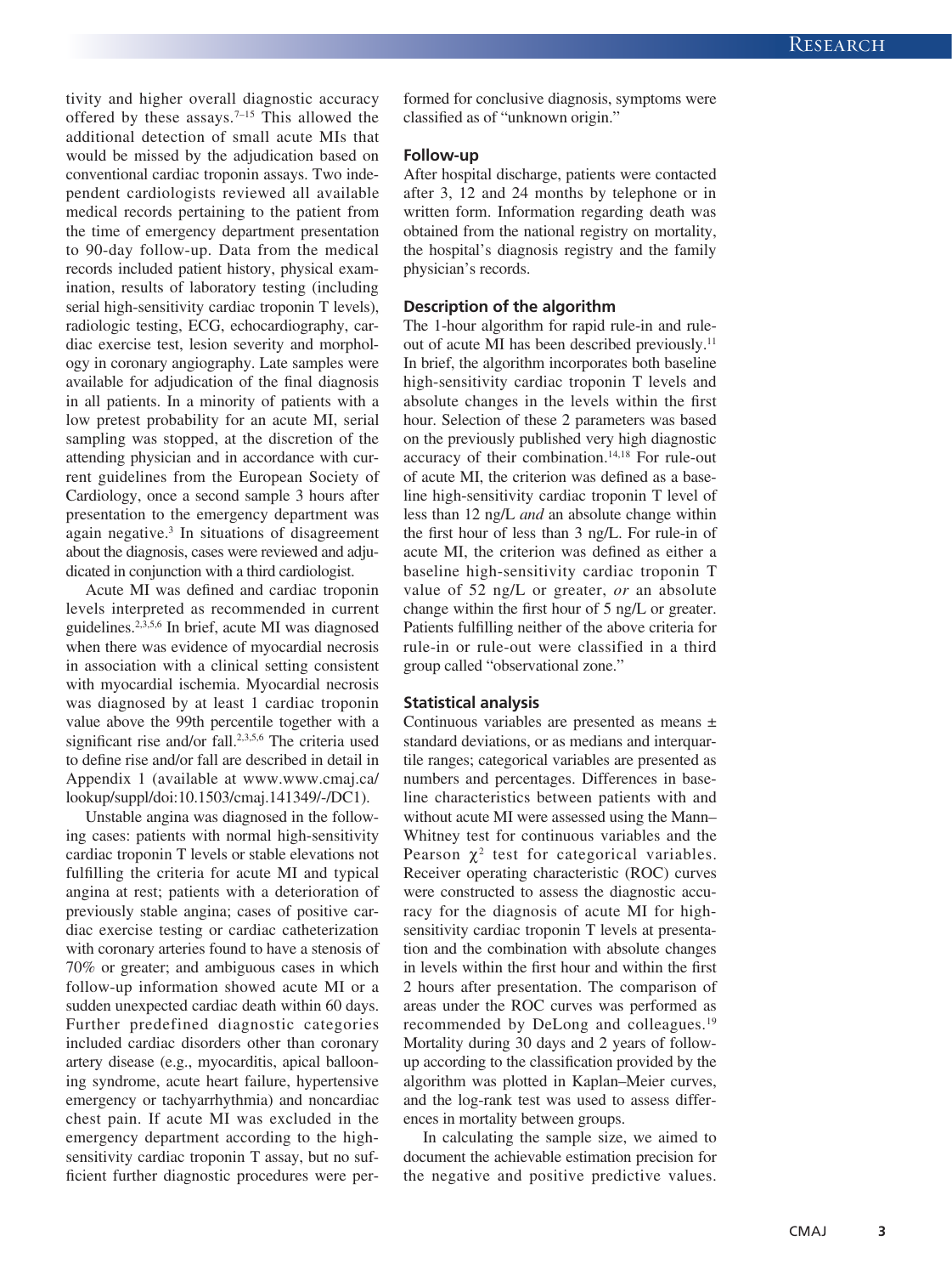tivity and higher overall diagnostic accuracy offered by these assays.[7–15] This allowed the additional detection of small acute MIs that would be missed by the adjudication based on conventional cardiac troponin assays. Two independent cardiologists reviewed all available medical records pertaining to the patient from the time of emergency department presentation to 90-day follow-up. Data from the medical records included patient history, physical examination, results of laboratory testing (including serial high-sensitivity cardiac troponin T levels), radiologic testing, ECG, echocardiography, cardiac exercise test, lesion severity and morphology in coronary angiography. Late samples were available for adjudication of the final diagnosis in all patients. In a minority of patients with a low pretest probability for an acute MI, serial sampling was stopped, at the discretion of the attending physician and in accordance with current guidelines from the European Society of Cardiology, once a second sample 3 hours after presentation to the emergency department was again negative.[3] In situations of disagreement about the diagnosis, cases were reviewed and adjudicated in conjunction with a third cardiologist.

Acute MI was defined and cardiac troponin levels interpreted as recommended in current guidelines.[2,3,5,6] In brief, acute MI was diagnosed when there was evidence of myocardial necrosis in association with a clinical setting consistent with myocardial ischemia. Myocardial necrosis was diagnosed by at least 1 cardiac troponin value above the 99th percentile together with a significant rise and/or fall.[2,3,5,6] The criteria used to define rise and/or fall are described in detail in Appendix 1 (available at www.www.cmaj.ca/lookup/suppl/doi:10.1503/cmaj.141349/-/DC1).

Unstable angina was diagnosed in the following cases: patients with normal high-sensitivity cardiac troponin T levels or stable elevations not fulfilling the criteria for acute MI and typical angina at rest; patients with a deterioration of previously stable angina; cases of positive cardiac exercise testing or cardiac catheterization with coronary arteries found to have a stenosis of 70% or greater; and ambiguous cases in which follow-up information showed acute MI or a sudden unexpected cardiac death within 60 days. Further predefined diagnostic categories included cardiac disorders other than coronary artery disease (e.g., myocarditis, apical ballooning syndrome, acute heart failure, hypertensive emergency or tachyarrhythmia) and noncardiac chest pain. If acute MI was excluded in the emergency department according to the high-sensitivity cardiac troponin T assay, but no sufficient further diagnostic procedures were performed for conclusive diagnosis, symptoms were classified as of "unknown origin."

### Follow-up

After hospital discharge, patients were contacted after 3, 12 and 24 months by telephone or in written form. Information regarding death was obtained from the national registry on mortality, the hospital's diagnosis registry and the family physician's records.

### Description of the algorithm

The 1-hour algorithm for rapid rule-in and rule-out of acute MI has been described previously.[11] In brief, the algorithm incorporates both baseline high-sensitivity cardiac troponin T levels and absolute changes in the levels within the first hour. Selection of these 2 parameters was based on the previously published very high diagnostic accuracy of their combination.[14,18] For rule-out of acute MI, the criterion was defined as a baseline high-sensitivity cardiac troponin T level of less than 12 ng/L *and* an absolute change within the first hour of less than 3 ng/L. For rule-in of acute MI, the criterion was defined as either a baseline high-sensitivity cardiac troponin T value of 52 ng/L or greater, *or* an absolute change within the first hour of 5 ng/L or greater. Patients fulfilling neither of the above criteria for rule-in or rule-out were classified in a third group called "observational zone."

### Statistical analysis

Continuous variables are presented as means ± standard deviations, or as medians and interquartile ranges; categorical variables are presented as numbers and percentages. Differences in baseline characteristics between patients with and without acute MI were assessed using the Mann–Whitney test for continuous variables and the Pearson $\chi^2$ test for categorical variables. Receiver operating characteristic (ROC) curves were constructed to assess the diagnostic accuracy for the diagnosis of acute MI for high-sensitivity cardiac troponin T levels at presentation and the combination with absolute changes in levels within the first hour and within the first 2 hours after presentation. The comparison of areas under the ROC curves was performed as recommended by DeLong and colleagues.[19] Mortality during 30 days and 2 years of follow-up according to the classification provided by the algorithm was plotted in Kaplan–Meier curves, and the log-rank test was used to assess differences in mortality between groups.

In calculating the sample size, we aimed to document the achievable estimation precision for the negative and positive predictive values.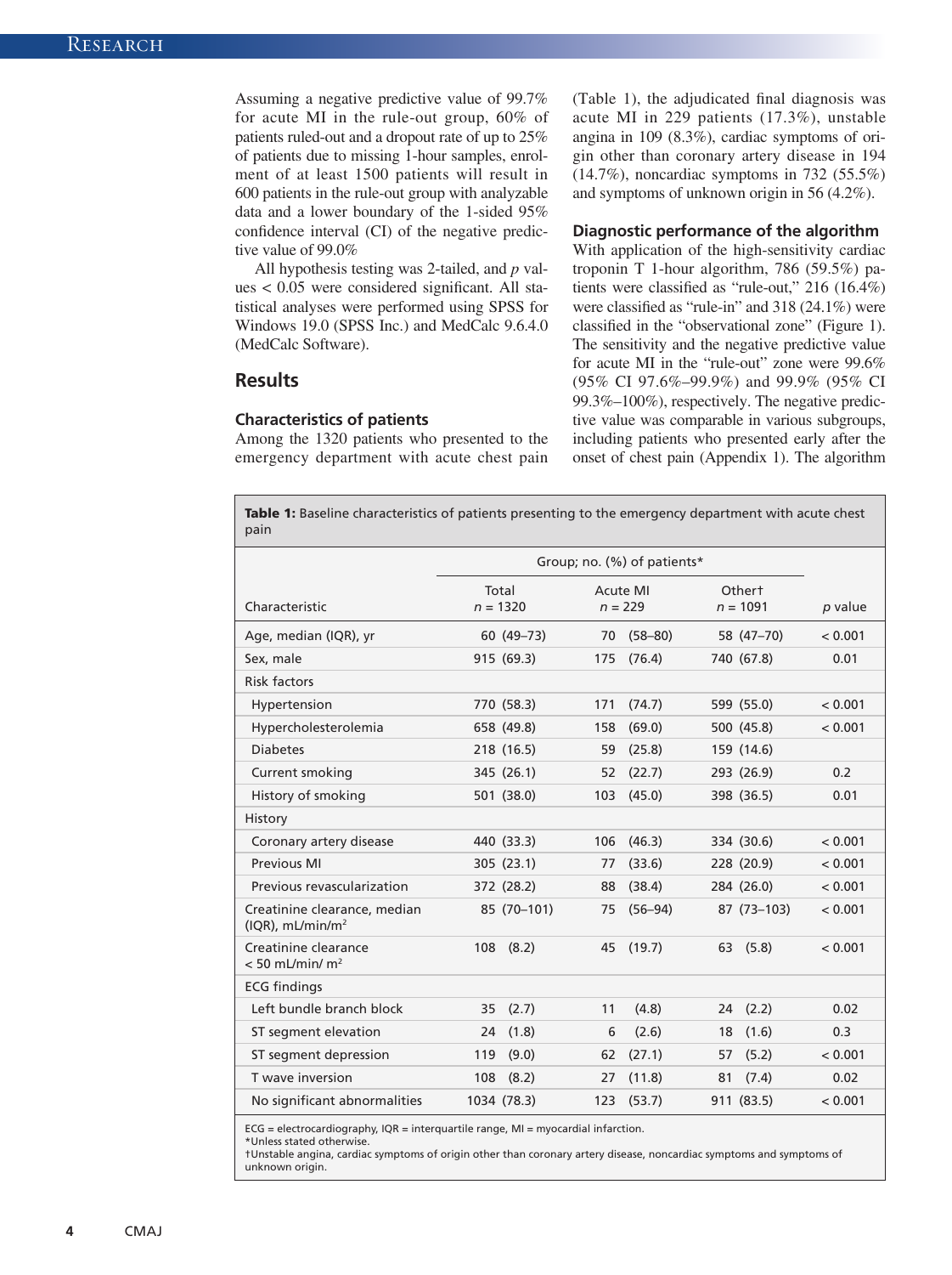Assuming a negative predictive value of 99.7% for acute MI in the rule-out group, 60% of patients ruled-out and a dropout rate of up to 25% of patients due to missing 1-hour samples, enrolment of at least 1500 patients will result in 600 patients in the rule-out group with analyzable data and a lower boundary of the 1-sided 95% confidence interval (CI) of the negative predictive value of 99.0%

All hypothesis testing was 2-tailed, and *p* values < 0.05 were considered significant. All statistical analyses were performed using SPSS for Windows 19.0 (SPSS Inc.) and MedCalc 9.6.4.0 (MedCalc Software).

## Results

### Characteristics of patients

Among the 1320 patients who presented to the emergency department with acute chest pain (Table 1), the adjudicated final diagnosis was acute MI in 229 patients (17.3%), unstable angina in 109 (8.3%), cardiac symptoms of origin other than coronary artery disease in 194 (14.7%), noncardiac symptoms in 732 (55.5%) and symptoms of unknown origin in 56 (4.2%).

### Diagnostic performance of the algorithm

With application of the high-sensitivity cardiac troponin T 1-hour algorithm, 786 (59.5%) patients were classified as "rule-out," 216 (16.4%) were classified as "rule-in" and 318 (24.1%) were classified in the "observational zone" (Figure 1). The sensitivity and the negative predictive value for acute MI in the "rule-out" zone were 99.6% (95% CI 97.6%–99.9%) and 99.9% (95% CI 99.3%–100%), respectively. The negative predictive value was comparable in various subgroups, including patients who presented early after the onset of chest pain (Appendix 1). The algorithm

**Table 1:** Baseline characteristics of patients presenting to the emergency department with acute chest pain

| Characteristic | Group; no. (%) of patients* | | | *p* value |
|---|---|---|---|---|
| | Total *n* = 1320 | Acute MI *n* = 229 | Other† *n* = 1091 | |
| Age, median (IQR), yr | 60 (49–73) | 70 (58–80) | 58 (47–70) | < 0.001 |
| Sex, male | 915 (69.3) | 175 (76.4) | 740 (67.8) | 0.01 |
| Risk factors | | | | |
| Hypertension | 770 (58.3) | 171 (74.7) | 599 (55.0) | < 0.001 |
| Hypercholesterolemia | 658 (49.8) | 158 (69.0) | 500 (45.8) | < 0.001 |
| Diabetes | 218 (16.5) | 59 (25.8) | 159 (14.6) | |
| Current smoking | 345 (26.1) | 52 (22.7) | 293 (26.9) | 0.2 |
| History of smoking | 501 (38.0) | 103 (45.0) | 398 (36.5) | 0.01 |
| History | | | | |
| Coronary artery disease | 440 (33.3) | 106 (46.3) | 334 (30.6) | < 0.001 |
| Previous MI | 305 (23.1) | 77 (33.6) | 228 (20.9) | < 0.001 |
| Previous revascularization | 372 (28.2) | 88 (38.4) | 284 (26.0) | < 0.001 |
| Creatinine clearance, median (IQR), mL/min/m$^2$ | 85 (70–101) | 75 (56–94) | 87 (73–103) | < 0.001 |
| Creatinine clearance < 50 mL/min/ m$^2$ | 108 (8.2) | 45 (19.7) | 63 (5.8) | < 0.001 |
| ECG findings | | | | |
| Left bundle branch block | 35 (2.7) | 11 (4.8) | 24 (2.2) | 0.02 |
| ST segment elevation | 24 (1.8) | 6 (2.6) | 18 (1.6) | 0.3 |
| ST segment depression | 119 (9.0) | 62 (27.1) | 57 (5.2) | < 0.001 |
| T wave inversion | 108 (8.2) | 27 (11.8) | 81 (7.4) | 0.02 |
| No significant abnormalities | 1034 (78.3) | 123 (53.7) | 911 (83.5) | < 0.001 |

ECG = electrocardiography, IQR = interquartile range, MI = myocardial infarction.
*Unless stated otherwise.
†Unstable angina, cardiac symptoms of origin other than coronary artery disease, noncardiac symptoms and symptoms of unknown origin.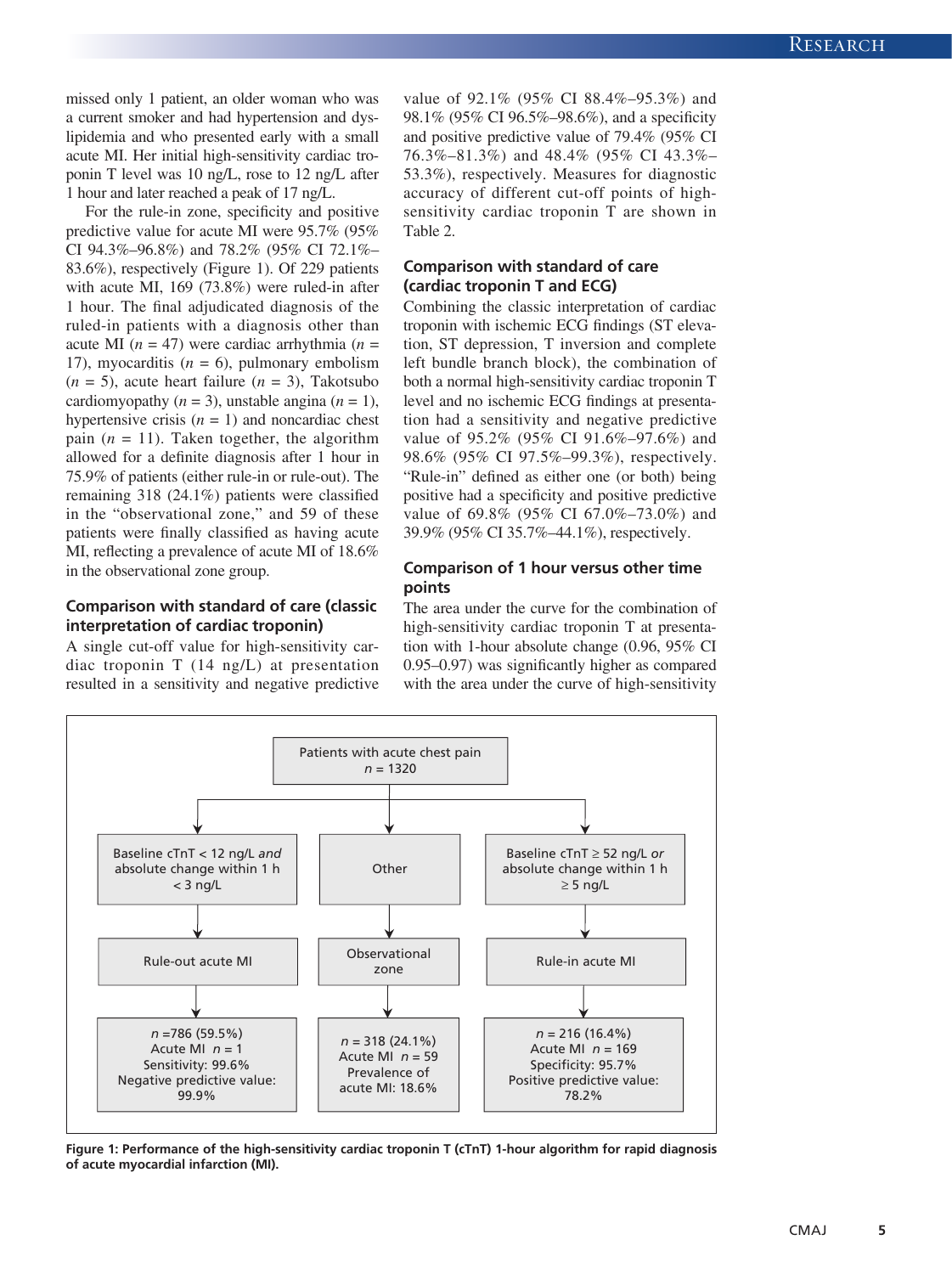missed only 1 patient, an older woman who was a current smoker and had hypertension and dyslipidemia and who presented early with a small acute MI. Her initial high-sensitivity cardiac troponin T level was 10 ng/L, rose to 12 ng/L after 1 hour and later reached a peak of 17 ng/L.

For the rule-in zone, specificity and positive predictive value for acute MI were 95.7% (95% CI 94.3%–96.8%) and 78.2% (95% CI 72.1%–83.6%), respectively (Figure 1). Of 229 patients with acute MI, 169 (73.8%) were ruled-in after 1 hour. The final adjudicated diagnosis of the ruled-in patients with a diagnosis other than acute MI (*n* = 47) were cardiac arrhythmia (*n* = 17), myocarditis (*n* = 6), pulmonary embolism (*n* = 5), acute heart failure (*n* = 3), Takotsubo cardiomyopathy (*n* = 3), unstable angina (*n* = 1), hypertensive crisis (*n* = 1) and noncardiac chest pain (*n* = 11). Taken together, the algorithm allowed for a definite diagnosis after 1 hour in 75.9% of patients (either rule-in or rule-out). The remaining 318 (24.1%) patients were classified in the "observational zone," and 59 of these patients were finally classified as having acute MI, reflecting a prevalence of acute MI of 18.6% in the observational zone group.

### Comparison with standard of care (classic interpretation of cardiac troponin)

A single cut-off value for high-sensitivity cardiac troponin T (14 ng/L) at presentation resulted in a sensitivity and negative predictive value of 92.1% (95% CI 88.4%–95.3%) and 98.1% (95% CI 96.5%–98.6%), and a specificity and positive predictive value of 79.4% (95% CI 76.3%–81.3%) and 48.4% (95% CI 43.3%–53.3%), respectively. Measures for diagnostic accuracy of different cut-off points of high-sensitivity cardiac troponin T are shown in Table 2.

### Comparison with standard of care (cardiac troponin T and ECG)

Combining the classic interpretation of cardiac troponin with ischemic ECG findings (ST elevation, ST depression, T inversion and complete left bundle branch block), the combination of both a normal high-sensitivity cardiac troponin T level and no ischemic ECG findings at presentation had a sensitivity and negative predictive value of 95.2% (95% CI 91.6%–97.6%) and 98.6% (95% CI 97.5%–99.3%), respectively. "Rule-in" defined as either one (or both) being positive had a specificity and positive predictive value of 69.8% (95% CI 67.0%–73.0%) and 39.9% (95% CI 35.7%–44.1%), respectively.

### Comparison of 1 hour versus other time points

The area under the curve for the combination of high-sensitivity cardiac troponin T at presentation with 1-hour absolute change (0.96, 95% CI 0.95–0.97) was significantly higher as compared with the area under the curve of high-sensitivity

Patients with acute chest pain
*n* = 1320

| Baseline cTnT < 12 ng/L *and* absolute change within 1 h < 3 ng/L | Other | Baseline cTnT ≥ 52 ng/L *or* absolute change within 1 h ≥ 5 ng/L |
|---|---|---|
| Rule-out acute MI | Observational zone | Rule-in acute MI |
| *n* =786 (59.5%)<br>Acute MI *n* = 1<br>Sensitivity: 99.6%<br>Negative predictive value: 99.9% | *n* = 318 (24.1%)<br>Acute MI *n* = 59<br>Prevalence of acute MI: 18.6% | *n* = 216 (16.4%)<br>Acute MI *n* = 169<br>Specificity: 95.7%<br>Positive predictive value: 78.2% |

**Figure 1: Performance of the high-sensitivity cardiac troponin T (cTnT) 1-hour algorithm for rapid diagnosis of acute myocardial infarction (MI).**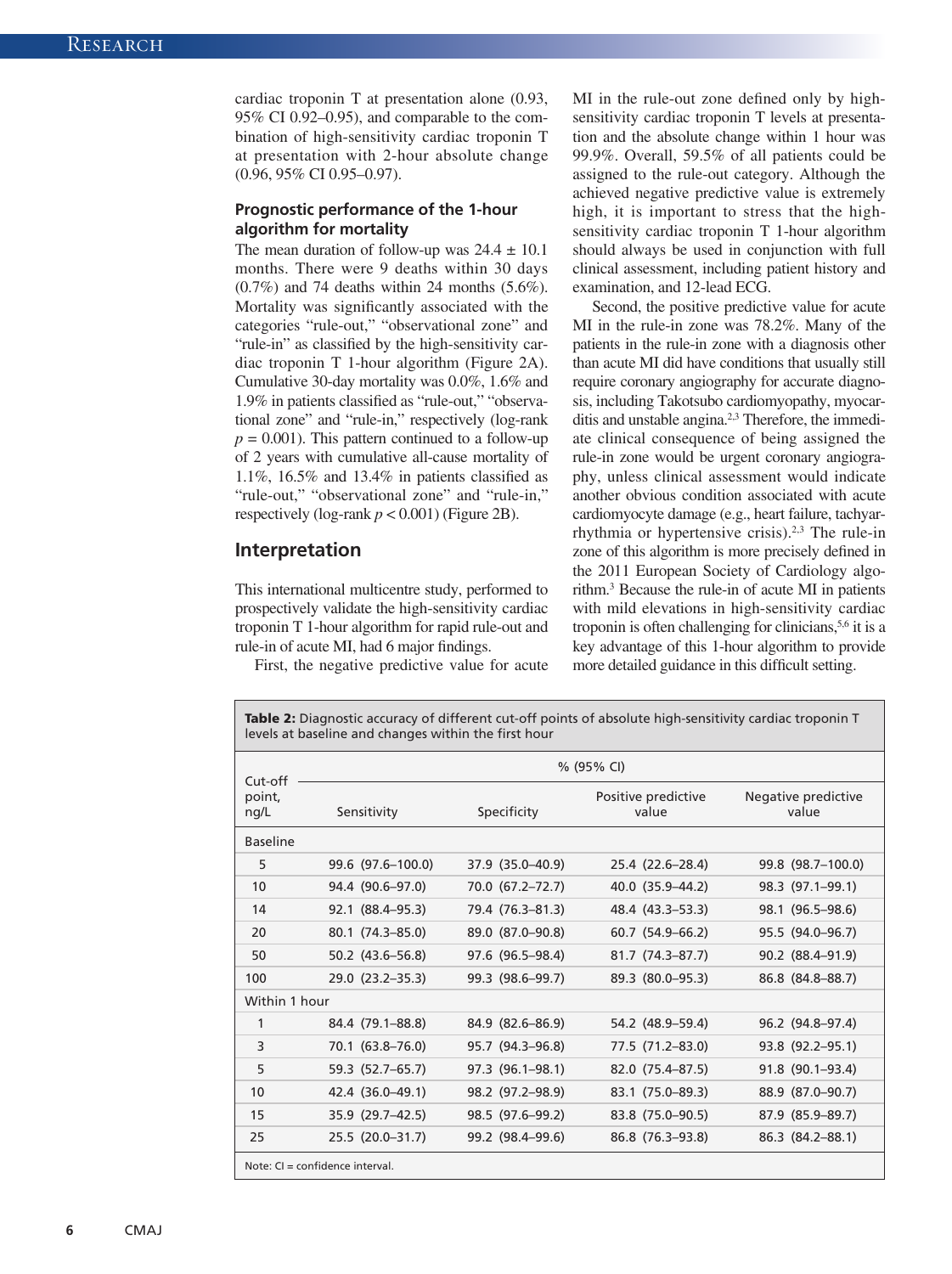cardiac troponin T at presentation alone (0.93, 95% CI 0.92–0.95), and comparable to the combination of high-sensitivity cardiac troponin T at presentation with 2-hour absolute change (0.96, 95% CI 0.95–0.97).

### Prognostic performance of the 1-hour algorithm for mortality

The mean duration of follow-up was 24.4 ± 10.1 months. There were 9 deaths within 30 days (0.7%) and 74 deaths within 24 months (5.6%). Mortality was significantly associated with the categories "rule-out," "observational zone" and "rule-in" as classified by the high-sensitivity cardiac troponin T 1-hour algorithm (Figure 2A). Cumulative 30-day mortality was 0.0%, 1.6% and 1.9% in patients classified as "rule-out," "observational zone" and "rule-in," respectively (log-rank $p = 0.001$). This pattern continued to a follow-up of 2 years with cumulative all-cause mortality of 1.1%, 16.5% and 13.4% in patients classified as "rule-out," "observational zone" and "rule-in," respectively (log-rank $p < 0.001$) (Figure 2B).

## Interpretation

This international multicentre study, performed to prospectively validate the high-sensitivity cardiac troponin T 1-hour algorithm for rapid rule-out and rule-in of acute MI, had 6 major findings.

First, the negative predictive value for acute MI in the rule-out zone defined only by high-sensitivity cardiac troponin T levels at presentation and the absolute change within 1 hour was 99.9%. Overall, 59.5% of all patients could be assigned to the rule-out category. Although the achieved negative predictive value is extremely high, it is important to stress that the high-sensitivity cardiac troponin T 1-hour algorithm should always be used in conjunction with full clinical assessment, including patient history and examination, and 12-lead ECG.

Second, the positive predictive value for acute MI in the rule-in zone was 78.2%. Many of the patients in the rule-in zone with a diagnosis other than acute MI did have conditions that usually still require coronary angiography for accurate diagnosis, including Takotsubo cardiomyopathy, myocarditis and unstable angina.[2,3] Therefore, the immediate clinical consequence of being assigned the rule-in zone would be urgent coronary angiography, unless clinical assessment would indicate another obvious condition associated with acute cardiomyocyte damage (e.g., heart failure, tachyarrhythmia or hypertensive crisis).[2,3] The rule-in zone of this algorithm is more precisely defined in the 2011 European Society of Cardiology algorithm.[3] Because the rule-in of acute MI in patients with mild elevations in high-sensitivity cardiac troponin is often challenging for clinicians,[5,6] it is a key advantage of this 1-hour algorithm to provide more detailed guidance in this difficult setting.

**Table 2:** Diagnostic accuracy of different cut-off points of absolute high-sensitivity cardiac troponin T levels at baseline and changes within the first hour

| Cut-off point, ng/L | % (95% CI) | | | |
|---|---|---|---|---|
| | Sensitivity | Specificity | Positive predictive value | Negative predictive value |
| **Baseline** | | | | |
| 5 | 99.6 (97.6–100.0) | 37.9 (35.0–40.9) | 25.4 (22.6–28.4) | 99.8 (98.7–100.0) |
| 10 | 94.4 (90.6–97.0) | 70.0 (67.2–72.7) | 40.0 (35.9–44.2) | 98.3 (97.1–99.1) |
| 14 | 92.1 (88.4–95.3) | 79.4 (76.3–81.3) | 48.4 (43.3–53.3) | 98.1 (96.5–98.6) |
| 20 | 80.1 (74.3–85.0) | 89.0 (87.0–90.8) | 60.7 (54.9–66.2) | 95.5 (94.0–96.7) |
| 50 | 50.2 (43.6–56.8) | 97.6 (96.5–98.4) | 81.7 (74.3–87.7) | 90.2 (88.4–91.9) |
| 100 | 29.0 (23.2–35.3) | 99.3 (98.6–99.7) | 89.3 (80.0–95.3) | 86.8 (84.8–88.7) |
| **Within 1 hour** | | | | |
| 1 | 84.4 (79.1–88.8) | 84.9 (82.6–86.9) | 54.2 (48.9–59.4) | 96.2 (94.8–97.4) |
| 3 | 70.1 (63.8–76.0) | 95.7 (94.3–96.8) | 77.5 (71.2–83.0) | 93.8 (92.2–95.1) |
| 5 | 59.3 (52.7–65.7) | 97.3 (96.1–98.1) | 82.0 (75.4–87.5) | 91.8 (90.1–93.4) |
| 10 | 42.4 (36.0–49.1) | 98.2 (97.2–98.9) | 83.1 (75.0–89.3) | 88.9 (87.0–90.7) |
| 15 | 35.9 (29.7–42.5) | 98.5 (97.6–99.2) | 83.8 (75.0–90.5) | 87.9 (85.9–89.7) |
| 25 | 25.5 (20.0–31.7) | 99.2 (98.4–99.6) | 86.8 (76.3–93.8) | 86.3 (84.2–88.1) |

Note: CI = confidence interval.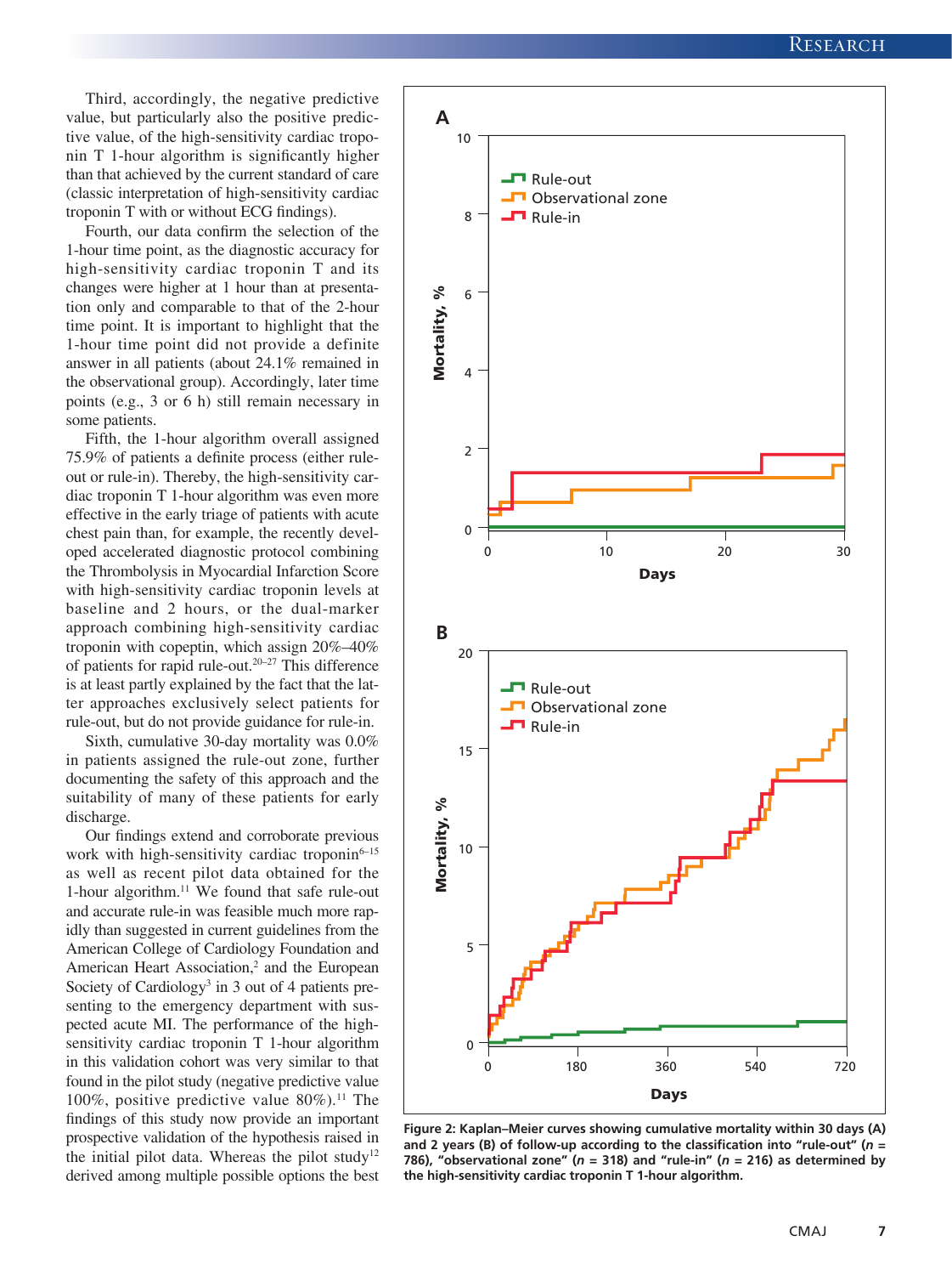Third, accordingly, the negative predictive value, but particularly also the positive predictive value, of the high-sensitivity cardiac troponin T 1-hour algorithm is significantly higher than that achieved by the current standard of care (classic interpretation of high-sensitivity cardiac troponin T with or without ECG findings).

Fourth, our data confirm the selection of the 1-hour time point, as the diagnostic accuracy for high-sensitivity cardiac troponin T and its changes were higher at 1 hour than at presentation only and comparable to that of the 2-hour time point. It is important to highlight that the 1-hour time point did not provide a definite answer in all patients (about 24.1% remained in the observational group). Accordingly, later time points (e.g., 3 or 6 h) still remain necessary in some patients.

Fifth, the 1-hour algorithm overall assigned 75.9% of patients a definite process (either rule-out or rule-in). Thereby, the high-sensitivity cardiac troponin T 1-hour algorithm was even more effective in the early triage of patients with acute chest pain than, for example, the recently developed accelerated diagnostic protocol combining the Thrombolysis in Myocardial Infarction Score with high-sensitivity cardiac troponin levels at baseline and 2 hours, or the dual-marker approach combining high-sensitivity cardiac troponin with copeptin, which assign 20%–40% of patients for rapid rule-out.[20–27] This difference is at least partly explained by the fact that the latter approaches exclusively select patients for rule-out, but do not provide guidance for rule-in.

Sixth, cumulative 30-day mortality was 0.0% in patients assigned the rule-out zone, further documenting the safety of this approach and the suitability of many of these patients for early discharge.

Our findings extend and corroborate previous work with high-sensitivity cardiac troponin[6–15] as well as recent pilot data obtained for the 1-hour algorithm.[11] We found that safe rule-out and accurate rule-in was feasible much more rapidly than suggested in current guidelines from the American College of Cardiology Foundation and American Heart Association,[2] and the European Society of Cardiology[3] in 3 out of 4 patients presenting to the emergency department with suspected acute MI. The performance of the high-sensitivity cardiac troponin T 1-hour algorithm in this validation cohort was very similar to that found in the pilot study (negative predictive value 100%, positive predictive value 80%).[11] The findings of this study now provide an important prospective validation of the hypothesis raised in the initial pilot data. Whereas the pilot study[12] derived among multiple possible options the best

**Figure 2: Kaplan–Meier curves showing cumulative mortality within 30 days (A) and 2 years (B) of follow-up according to the classification into "rule-out" (*n* = 786), "observational zone" (*n* = 318) and "rule-in" (*n* = 216) as determined by the high-sensitivity cardiac troponin T 1-hour algorithm.**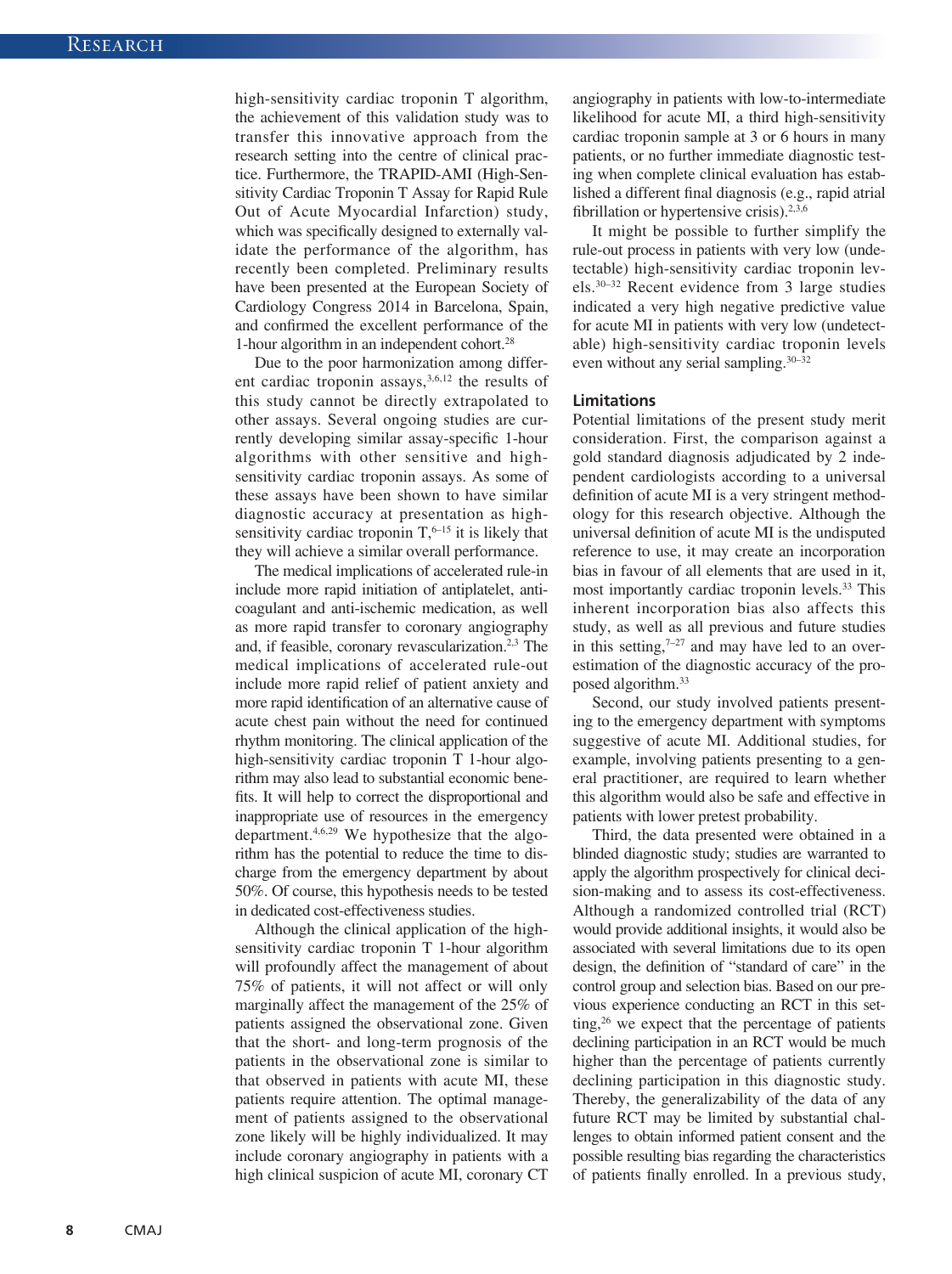high-sensitivity cardiac troponin T algorithm, the achievement of this validation study was to transfer this innovative approach from the research setting into the centre of clinical practice. Furthermore, the TRAPID-AMI (High-Sensitivity Cardiac Troponin T Assay for Rapid Rule Out of Acute Myocardial Infarction) study, which was specifically designed to externally validate the performance of the algorithm, has recently been completed. Preliminary results have been presented at the European Society of Cardiology Congress 2014 in Barcelona, Spain, and confirmed the excellent performance of the 1-hour algorithm in an independent cohort.[28]

Due to the poor harmonization among different cardiac troponin assays,[3,6,12] the results of this study cannot be directly extrapolated to other assays. Several ongoing studies are currently developing similar assay-specific 1-hour algorithms with other sensitive and high-sensitivity cardiac troponin assays. As some of these assays have been shown to have similar diagnostic accuracy at presentation as high-sensitivity cardiac troponin T,[6–15] it is likely that they will achieve a similar overall performance.

The medical implications of accelerated rule-in include more rapid initiation of antiplatelet, anticoagulant and anti-ischemic medication, as well as more rapid transfer to coronary angiography and, if feasible, coronary revascularization.[2,3] The medical implications of accelerated rule-out include more rapid relief of patient anxiety and more rapid identification of an alternative cause of acute chest pain without the need for continued rhythm monitoring. The clinical application of the high-sensitivity cardiac troponin T 1-hour algorithm may also lead to substantial economic benefits. It will help to correct the disproportional and inappropriate use of resources in the emergency department.[4,6,29] We hypothesize that the algorithm has the potential to reduce the time to discharge from the emergency department by about 50%. Of course, this hypothesis needs to be tested in dedicated cost-effectiveness studies.

Although the clinical application of the high-sensitivity cardiac troponin T 1-hour algorithm will profoundly affect the management of about 75% of patients, it will not affect or will only marginally affect the management of the 25% of patients assigned the observational zone. Given that the short- and long-term prognosis of the patients in the observational zone is similar to that observed in patients with acute MI, these patients require attention. The optimal management of patients assigned to the observational zone likely will be highly individualized. It may include coronary angiography in patients with a high clinical suspicion of acute MI, coronary CT angiography in patients with low-to-intermediate likelihood for acute MI, a third high-sensitivity cardiac troponin sample at 3 or 6 hours in many patients, or no further immediate diagnostic testing when complete clinical evaluation has established a different final diagnosis (e.g., rapid atrial fibrillation or hypertensive crisis).[2,3,6]

It might be possible to further simplify the rule-out process in patients with very low (undetectable) high-sensitivity cardiac troponin levels.[30–32] Recent evidence from 3 large studies indicated a very high negative predictive value for acute MI in patients with very low (undetectable) high-sensitivity cardiac troponin levels even without any serial sampling.[30–32]

### Limitations

Potential limitations of the present study merit consideration. First, the comparison against a gold standard diagnosis adjudicated by 2 independent cardiologists according to a universal definition of acute MI is a very stringent methodology for this research objective. Although the universal definition of acute MI is the undisputed reference to use, it may create an incorporation bias in favour of all elements that are used in it, most importantly cardiac troponin levels.[33] This inherent incorporation bias also affects this study, as well as all previous and future studies in this setting,[7–27] and may have led to an overestimation of the diagnostic accuracy of the proposed algorithm.[33]

Second, our study involved patients presenting to the emergency department with symptoms suggestive of acute MI. Additional studies, for example, involving patients presenting to a general practitioner, are required to learn whether this algorithm would also be safe and effective in patients with lower pretest probability.

Third, the data presented were obtained in a blinded diagnostic study; studies are warranted to apply the algorithm prospectively for clinical decision-making and to assess its cost-effectiveness. Although a randomized controlled trial (RCT) would provide additional insights, it would also be associated with several limitations due to its open design, the definition of "standard of care" in the control group and selection bias. Based on our previous experience conducting an RCT in this setting,[26] we expect that the percentage of patients declining participation in an RCT would be much higher than the percentage of patients currently declining participation in this diagnostic study. Thereby, the generalizability of the data of any future RCT may be limited by substantial challenges to obtain informed patient consent and the possible resulting bias regarding the characteristics of patients finally enrolled. In a previous study,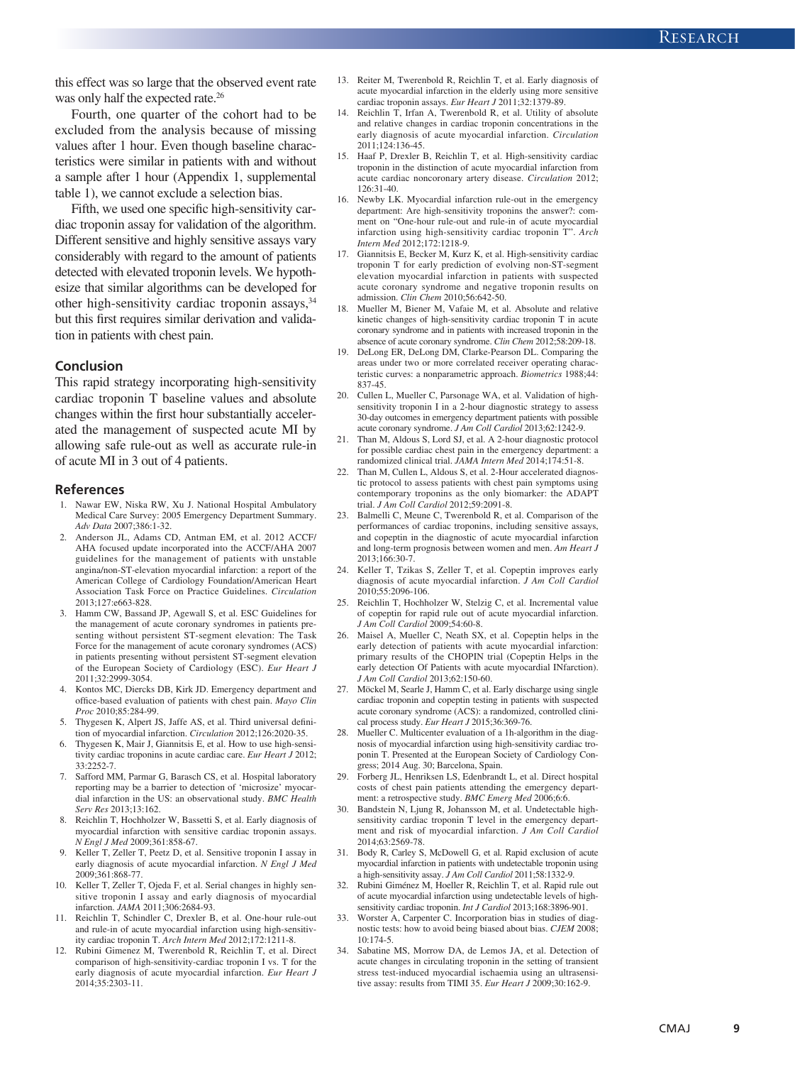this effect was so large that the observed event rate was only half the expected rate.[26]

Fourth, one quarter of the cohort had to be excluded from the analysis because of missing values after 1 hour. Even though baseline characteristics were similar in patients with and without a sample after 1 hour (Appendix 1, supplemental table 1), we cannot exclude a selection bias.

Fifth, we used one specific high-sensitivity cardiac troponin assay for validation of the algorithm. Different sensitive and highly sensitive assays vary considerably with regard to the amount of patients detected with elevated troponin levels. We hypothesize that similar algorithms can be developed for other high-sensitivity cardiac troponin assays,[34] but this first requires similar derivation and validation in patients with chest pain.

## Conclusion

This rapid strategy incorporating high-sensitivity cardiac troponin T baseline values and absolute changes within the first hour substantially accelerated the management of suspected acute MI by allowing safe rule-out as well as accurate rule-in of acute MI in 3 out of 4 patients.

## References

1. Nawar EW, Niska RW, Xu J. National Hospital Ambulatory Medical Care Survey: 2005 Emergency Department Summary. *Adv Data* 2007;386:1-32.
2. Anderson JL, Adams CD, Antman EM, et al. 2012 ACCF/AHA focused update incorporated into the ACCF/AHA 2007 guidelines for the management of patients with unstable angina/non-ST-elevation myocardial infarction: a report of the American College of Cardiology Foundation/American Heart Association Task Force on Practice Guidelines. *Circulation* 2013;127:e663-828.
3. Hamm CW, Bassand JP, Agewall S, et al. ESC Guidelines for the management of acute coronary syndromes in patients presenting without persistent ST-segment elevation: The Task Force for the management of acute coronary syndromes (ACS) in patients presenting without persistent ST-segment elevation of the European Society of Cardiology (ESC). *Eur Heart J* 2011;32:2999-3054.
4. Kontos MC, Diercks DB, Kirk JD. Emergency department and office-based evaluation of patients with chest pain. *Mayo Clin Proc* 2010;85:284-99.
5. Thygesen K, Alpert JS, Jaffe AS, et al. Third universal definition of myocardial infarction. *Circulation* 2012;126:2020-35.
6. Thygesen K, Mair J, Giannitsis E, et al. How to use high-sensitivity cardiac troponins in acute cardiac care. *Eur Heart J* 2012;33:2252-7.
7. Safford MM, Parmar G, Barasch CS, et al. Hospital laboratory reporting may be a barrier to detection of 'microsize' myocardial infarction in the US: an observational study. *BMC Health Serv Res* 2013;13:162.
8. Reichlin T, Hochholzer W, Bassetti S, et al. Early diagnosis of myocardial infarction with sensitive cardiac troponin assays. *N Engl J Med* 2009;361:858-67.
9. Keller T, Zeller T, Peetz D, et al. Sensitive troponin I assay in early diagnosis of acute myocardial infarction. *N Engl J Med* 2009;361:868-77.
10. Keller T, Zeller T, Ojeda F, et al. Serial changes in highly sensitive troponin I assay and early diagnosis of myocardial infarction. *JAMA* 2011;306:2684-93.
11. Reichlin T, Schindler C, Drexler B, et al. One-hour rule-out and rule-in of acute myocardial infarction using high-sensitivity cardiac troponin T. *Arch Intern Med* 2012;172:1211-8.
12. Rubini Gimenez M, Twerenbold R, Reichlin T, et al. Direct comparison of high-sensitivity-cardiac troponin I vs. T for the early diagnosis of acute myocardial infarction. *Eur Heart J* 2014;35:2303-11.
13. Reiter M, Twerenbold R, Reichlin T, et al. Early diagnosis of acute myocardial infarction in the elderly using more sensitive cardiac troponin assays. *Eur Heart J* 2011;32:1379-89.
14. Reichlin T, Irfan A, Twerenbold R, et al. Utility of absolute and relative changes in cardiac troponin concentrations in the early diagnosis of acute myocardial infarction. *Circulation* 2011;124:136-45.
15. Haaf P, Drexler B, Reichlin T, et al. High-sensitivity cardiac troponin in the distinction of acute myocardial infarction from acute cardiac noncoronary artery disease. *Circulation* 2012;126:31-40.
16. Newby LK. Myocardial infarction rule-out in the emergency department: Are high-sensitivity troponins the answer?: comment on "One-hour rule-out and rule-in of acute myocardial infarction using high-sensitivity cardiac troponin T". *Arch Intern Med* 2012;172:1218-9.
17. Giannitsis E, Becker M, Kurz K, et al. High-sensitivity cardiac troponin T for early prediction of evolving non-ST-segment elevation myocardial infarction in patients with suspected acute coronary syndrome and negative troponin results on admission. *Clin Chem* 2010;56:642-50.
18. Mueller M, Biener M, Vafaie M, et al. Absolute and relative kinetic changes of high-sensitivity cardiac troponin T in acute coronary syndrome and in patients with increased troponin in the absence of acute coronary syndrome. *Clin Chem* 2012;58:209-18.
19. DeLong ER, DeLong DM, Clarke-Pearson DL. Comparing the areas under two or more correlated receiver operating characteristic curves: a nonparametric approach. *Biometrics* 1988;44:837-45.
20. Cullen L, Mueller C, Parsonage WA, et al. Validation of high-sensitivity troponin I in a 2-hour diagnostic strategy to assess 30-day outcomes in emergency department patients with possible acute coronary syndrome. *J Am Coll Cardiol* 2013;62:1242-9.
21. Than M, Aldous S, Lord SJ, et al. A 2-hour diagnostic protocol for possible cardiac chest pain in the emergency department: a randomized clinical trial. *JAMA Intern Med* 2014;174:51-8.
22. Than M, Cullen L, Aldous S, et al. 2-Hour accelerated diagnostic protocol to assess patients with chest pain symptoms using contemporary troponins as the only biomarker: the ADAPT trial. *J Am Coll Cardiol* 2012;59:2091-8.
23. Balmelli C, Meune C, Twerenbold R, et al. Comparison of the performances of cardiac troponins, including sensitive assays, and copeptin in the diagnostic of acute myocardial infarction and long-term prognosis between women and men. *Am Heart J* 2013;166:30-7.
24. Keller T, Tzikas S, Zeller T, et al. Copeptin improves early diagnosis of acute myocardial infarction. *J Am Coll Cardiol* 2010;55:2096-106.
25. Reichlin T, Hochholzer W, Stelzig C, et al. Incremental value of copeptin for rapid rule out of acute myocardial infarction. *J Am Coll Cardiol* 2009;54:60-8.
26. Maisel A, Mueller C, Neath SX, et al. Copeptin helps in the early detection of patients with acute myocardial infarction: primary results of the CHOPIN trial (Copeptin Helps in the early detection Of Patients with acute myocardial INfarction). *J Am Coll Cardiol* 2013;62:150-60.
27. Möckel M, Searle J, Hamm C, et al. Early discharge using single cardiac troponin and copeptin testing in patients with suspected acute coronary syndrome (ACS): a randomized, controlled clinical process study. *Eur Heart J* 2015;36:369-76.
28. Mueller C. Multicenter evaluation of a 1h-algorithm in the diagnosis of myocardial infarction using high-sensitivity cardiac troponin T. Presented at the European Society of Cardiology Congress; 2014 Aug. 30; Barcelona, Spain.
29. Forberg JL, Henriksen LS, Edenbrandt L, et al. Direct hospital costs of chest pain patients attending the emergency department: a retrospective study. *BMC Emerg Med* 2006;6:6.
30. Bandstein N, Ljung R, Johansson M, et al. Undetectable high-sensitivity cardiac troponin T level in the emergency department and risk of myocardial infarction. *J Am Coll Cardiol* 2014;63:2569-78.
31. Body R, Carley S, McDowell G, et al. Rapid exclusion of acute myocardial infarction in patients with undetectable troponin using a high-sensitivity assay. *J Am Coll Cardiol* 2011;58:1332-9.
32. Rubini Giménez M, Hoeller R, Reichlin T, et al. Rapid rule out of acute myocardial infarction using undetectable levels of high-sensitivity cardiac troponin. *Int J Cardiol* 2013;168:3896-901.
33. Worster A, Carpenter C. Incorporation bias in studies of diagnostic tests: how to avoid being biased about bias. *CJEM* 2008;10:174-5.
34. Sabatine MS, Morrow DA, de Lemos JA, et al. Detection of acute changes in circulating troponin in the setting of transient stress test-induced myocardial ischaemia using an ultrasensitive assay: results from TIMI 35. *Eur Heart J* 2009;30:162-9.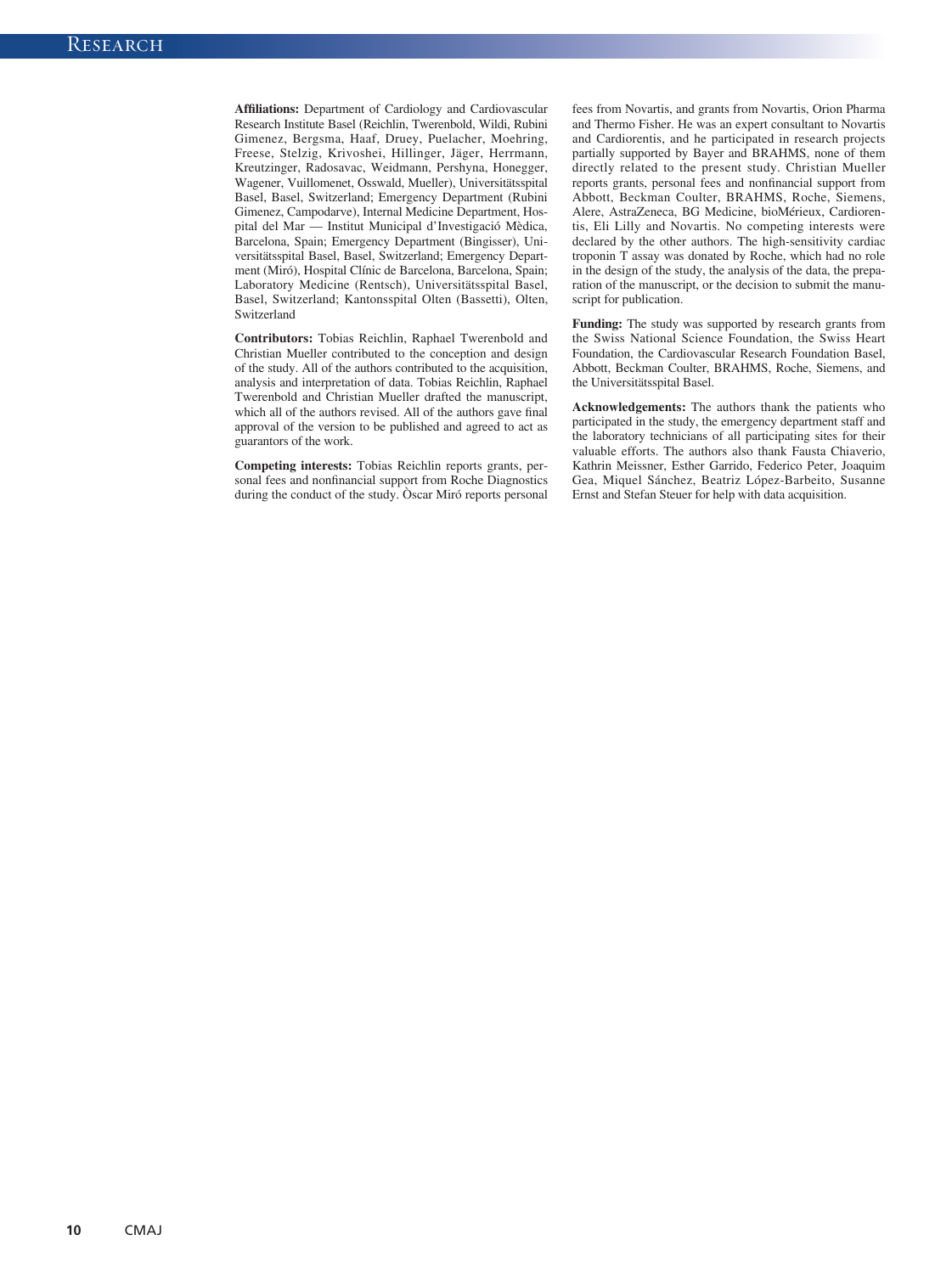**Affiliations:** Department of Cardiology and Cardiovascular Research Institute Basel (Reichlin, Twerenbold, Wildi, Rubini Gimenez, Bergsma, Haaf, Druey, Puelacher, Moehring, Freese, Stelzig, Krivoshei, Hillinger, Jäger, Herrmann, Kreutzinger, Radosavac, Weidmann, Pershyna, Honegger, Wagener, Vuillomenet, Osswald, Mueller), Universitätsspital Basel, Basel, Switzerland; Emergency Department (Rubini Gimenez, Campodarve), Internal Medicine Department, Hospital del Mar — Institut Municipal d'Investigació Mèdica, Barcelona, Spain; Emergency Department (Bingisser), Universitätsspital Basel, Basel, Switzerland; Emergency Department (Miró), Hospital Clínic de Barcelona, Barcelona, Spain; Laboratory Medicine (Rentsch), Universitätsspital Basel, Basel, Switzerland; Kantonsspital Olten (Bassetti), Olten, Switzerland

**Contributors:** Tobias Reichlin, Raphael Twerenbold and Christian Mueller contributed to the conception and design of the study. All of the authors contributed to the acquisition, analysis and interpretation of data. Tobias Reichlin, Raphael Twerenbold and Christian Mueller drafted the manuscript, which all of the authors revised. All of the authors gave final approval of the version to be published and agreed to act as guarantors of the work.

**Competing interests:** Tobias Reichlin reports grants, personal fees and nonfinancial support from Roche Diagnostics during the conduct of the study. Òscar Miró reports personal fees from Novartis, and grants from Novartis, Orion Pharma and Thermo Fisher. He was an expert consultant to Novartis and Cardiorentis, and he participated in research projects partially supported by Bayer and BRAHMS, none of them directly related to the present study. Christian Mueller reports grants, personal fees and nonfinancial support from Abbott, Beckman Coulter, BRAHMS, Roche, Siemens, Alere, AstraZeneca, BG Medicine, bioMérieux, Cardiorentis, Eli Lilly and Novartis. No competing interests were declared by the other authors. The high-sensitivity cardiac troponin T assay was donated by Roche, which had no role in the design of the study, the analysis of the data, the preparation of the manuscript, or the decision to submit the manuscript for publication.

**Funding:** The study was supported by research grants from the Swiss National Science Foundation, the Swiss Heart Foundation, the Cardiovascular Research Foundation Basel, Abbott, Beckman Coulter, BRAHMS, Roche, Siemens, and the Universitätsspital Basel.

**Acknowledgements:** The authors thank the patients who participated in the study, the emergency department staff and the laboratory technicians of all participating sites for their valuable efforts. The authors also thank Fausta Chiaverio, Kathrin Meissner, Esther Garrido, Federico Peter, Joaquim Gea, Miquel Sánchez, Beatriz López-Barbeito, Susanne Ernst and Stefan Steuer for help with data acquisition.